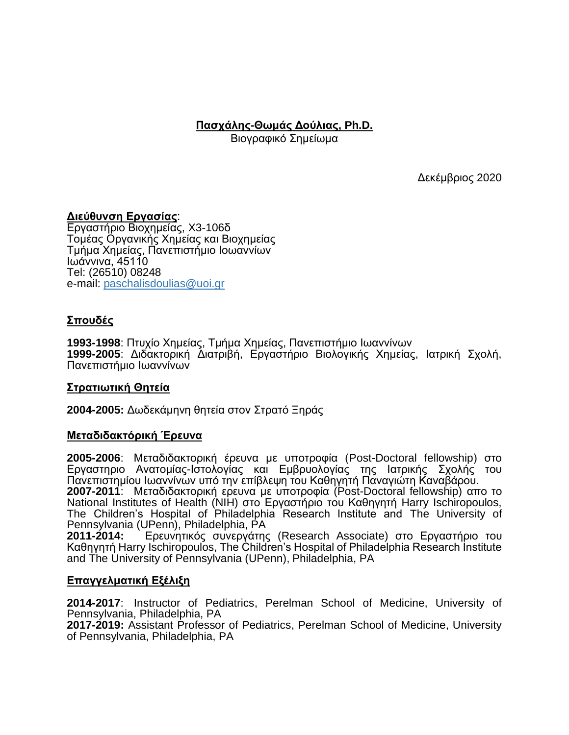# Πασχάλης-Θωμάς Δούλιας, Ph.D.

Βιογραφικό Σημείωμα

Δεκέμβριος 2020

**Διεύθυνση Εργασίας**:
Εργαστήριο Βιοχημείας, Χ3-106δ
Τομέας Οργανικής Χημείας και Βιοχημείας
Τμήμα Χημείας, Πανεπιστήμιο Ιωαννίνων
Ιωάννινα, 45110
Tel: (26510) 08248
e-mail: paschalisdoulias@uoi.gr

## Σπουδές

**1993-1998**: Πτυχίο Χημείας, Τμήμα Χημείας, Πανεπιστήμιο Ιωαννίνων
**1999-2005**: Διδακτορική Διατριβή, Εργαστήριο Βιολογικής Χημείας, Ιατρική Σχολή, Πανεπιστήμιο Ιωαννίνων

## Στρατιωτική Θητεία

**2004-2005:** Δωδεκάμηνη θητεία στον Στρατό Ξηράς

## Μεταδιδακτόρική Έρευνα

**2005-2006**: Μεταδιδακτορική έρευνα με υποτροφία (Post-Doctoral fellowship) στο Εργαστηριο Ανατομίας-Ιστολογίας και Εμβρυολογίας της Ιατρικής Σχολής του Πανεπιστημίου Ιωαννίνων υπό την επίβλεψη του Καθηγητή Παναγιώτη Καναβάρου.
**2007-2011**: Μεταδιδακτορική ερευνα με υποτροφία (Post-Doctoral fellowship) απο το National Institutes of Health (NIH) στο Εργαστήριο του Καθηγητή Harry Ischiropoulos, The Children's Hospital of Philadelphia Research Institute and The University of Pennsylvania (UPenn), Philadelphia, PA
**2011-2014:** Ερευνητικός συνεργάτης (Research Associate) στο Εργαστήριο του Καθηγητή Harry Ischiropoulos, The Children's Hospital of Philadelphia Research Institute and The University of Pennsylvania (UPenn), Philadelphia, PA

## Επαγγελματική Εξέλιξη

**2014-2017**: Instructor of Pediatrics, Perelman School of Medicine, University of Pennsylvania, Philadelphia, PA
**2017-2019:** Assistant Professor of Pediatrics, Perelman School of Medicine, University of Pennsylvania, Philadelphia, PA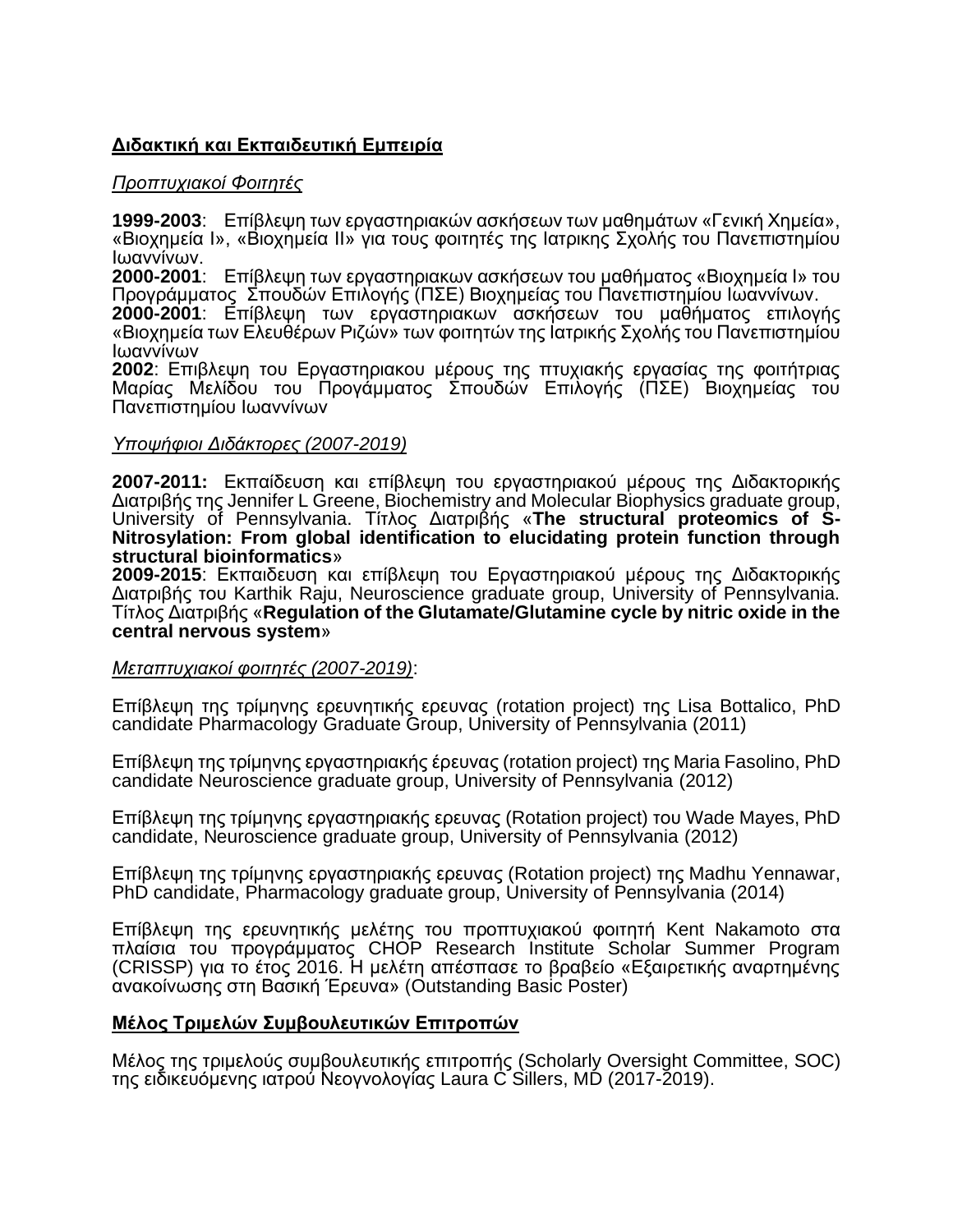## **Διδακτική και Εκπαιδευτική Εμπειρία**

*Προπτυχιακοί Φοιτητές*

**1999-2003**: Επίβλεψη των εργαστηριακών ασκήσεων των μαθημάτων «Γενική Χημεία», «Βιοχημεία Ι», «Βιοχημεία ΙΙ» για τους φοιτητές της Ιατρικης Σχολής του Πανεπιστημίου Ιωαννίνων.
**2000-2001**: Επίβλεψη των εργαστηριακων ασκήσεων του μαθήματος «Βιοχημεία Ι» του Προγράμματος Σπουδών Επιλογής (ΠΣΕ) Βιοχημείας του Πανεπιστημίου Ιωαννίνων.
**2000-2001**: Επίβλεψη των εργαστηριακων ασκήσεων του μαθήματος επιλογής «Βιοχημεία των Ελευθέρων Ριζών» των φοιτητών της Ιατρικής Σχολής του Πανεπιστημίου Ιωαννίνων
**2002**: Επιβλεψη του Εργαστηριακου μέρους της πτυχιακής εργασίας της φοιτήτριας Μαρίας Μελίδου του Προγάμματος Σπουδών Επιλογής (ΠΣΕ) Βιοχημείας του Πανεπιστημίου Ιωαννίνων

*Υποψήφιοι Διδάκτορες (2007-2019)*

**2007-2011:** Εκπαίδευση και επίβλεψη του εργαστηριακού μέρους της Διδακτορικής Διατριβής της Jennifer L Greene, Biochemistry and Molecular Biophysics graduate group, University of Pennsylvania. Τίτλος Διατριβής «**The structural proteomics of S-Nitrosylation: From global identification to elucidating protein function through structural bioinformatics**»
**2009-2015**: Εκπαιδευση και επίβλεψη του Εργαστηριακού μέρους της Διδακτορικής Διατριβής του Karthik Raju, Neuroscience graduate group, University of Pennsylvania. Τίτλος Διατριβής «**Regulation of the Glutamate/Glutamine cycle by nitric oxide in the central nervous system**»

*Μεταπτυχιακοί φοιτητές (2007-2019)*:

Επίβλεψη της τρίμηνης ερευνητικής ερευνας (rotation project) της Lisa Bottalico, PhD candidate Pharmacology Graduate Group, University of Pennsylvania (2011)

Επίβλεψη της τρίμηνης εργαστηριακής έρευνας (rotation project) της Maria Fasolino, PhD candidate Neuroscience graduate group, University of Pennsylvania (2012)

Επίβλεψη της τρίμηνης εργαστηριακής ερευνας (Rotation project) του Wade Mayes, PhD candidate, Neuroscience graduate group, University of Pennsylvania (2012)

Επίβλεψη της τρίμηνης εργαστηριακής ερευνας (Rotation project) της Madhu Yennawar, PhD candidate, Pharmacology graduate group, University of Pennsylvania (2014)

Επίβλεψη της ερευνητικής μελέτης του προπτυχιακού φοιτητή Kent Nakamoto στα πλαίσια του προγράμματος CHOP Research Institute Scholar Summer Program (CRISSP) για το έτος 2016. Η μελέτη απέσπασε το βραβείο «Εξαιρετικής αναρτημένης ανακοίνωσης στη Βασική Έρευνα» (Outstanding Basic Poster)

## **Μέλος Τριμελών Συμβουλευτικών Επιτροπών**

Μέλος της τριμελούς συμβουλευτικής επιτροπής (Scholarly Oversight Committee, SOC) της ειδικευόμενης ιατρού Νεογνολογίας Laura C Sillers, MD (2017-2019).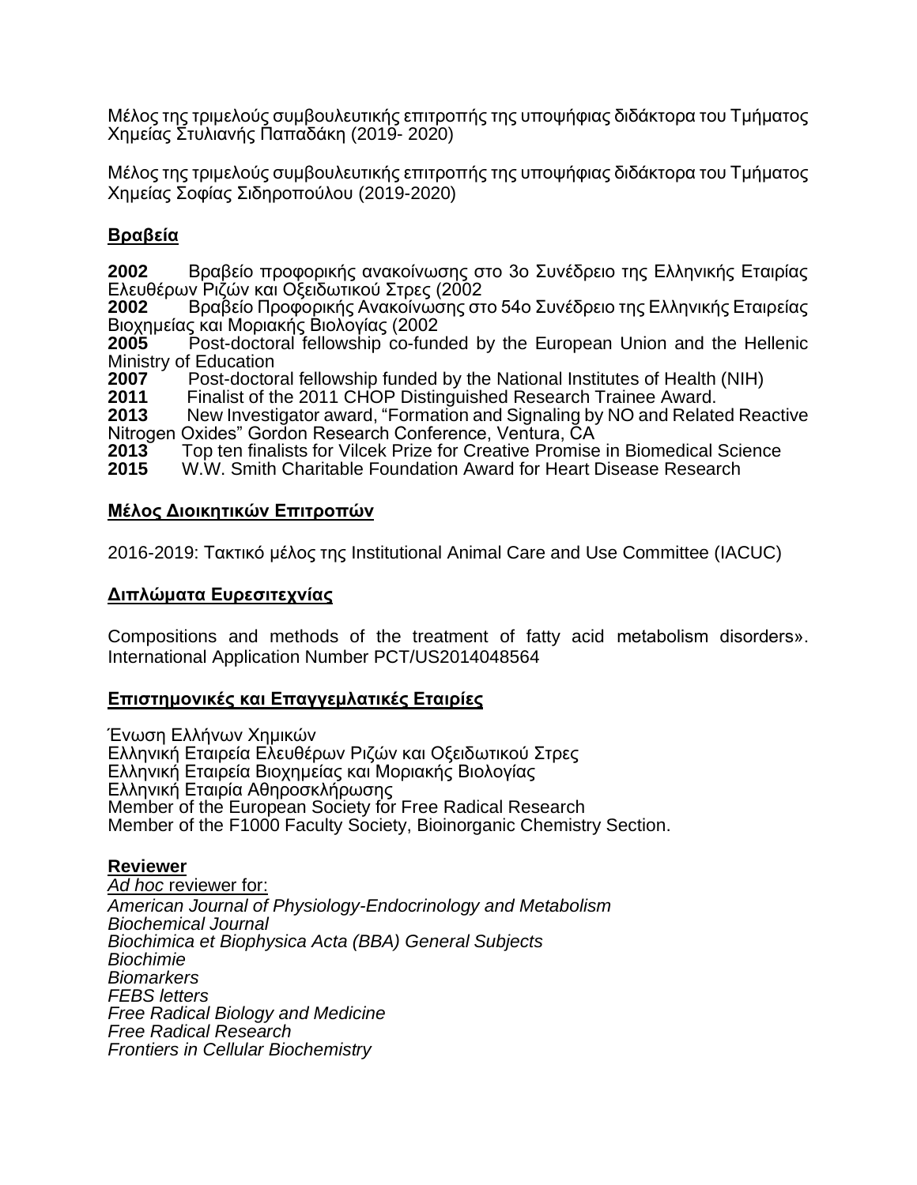Μέλος της τριμελούς συμβουλευτικής επιτροπής της υποψήφιας διδάκτορα του Τμήματος Χημείας Στυλιανής Παπαδάκη (2019- 2020)

Μέλος της τριμελούς συμβουλευτικής επιτροπής της υποψήφιας διδάκτορα του Τμήματος Χημείας Σοφίας Σιδηροπούλου (2019-2020)

## Βραβεία

**2002** Βραβείο προφορικής ανακοίνωσης στο 3ο Συνέδρειο της Ελληνικής Εταιρίας Ελευθέρων Ριζών και Οξειδωτικού Στρες (2002
**2002** Βραβείο Προφορικής Ανακοίνωσης στο 54ο Συνέδρειο της Ελληνικής Εταιρείας Βιοχημείας και Μοριακής Βιολογίας (2002
**2005** Post-doctoral fellowship co-funded by the European Union and the Hellenic Ministry of Education
**2007** Post-doctoral fellowship funded by the National Institutes of Health (NIH)
**2011** Finalist of the 2011 CHOP Distinguished Research Trainee Award.
**2013** New Investigator award, "Formation and Signaling by NO and Related Reactive Nitrogen Oxides" Gordon Research Conference, Ventura, CA
**2013** Top ten finalists for Vilcek Prize for Creative Promise in Biomedical Science
**2015** W.W. Smith Charitable Foundation Award for Heart Disease Research

## Μέλος Διοικητικών Επιτροπών

2016-2019: Τακτικό μέλος της Institutional Animal Care and Use Committee (IACUC)

## Διπλώματα Ευρεσιτεχνίας

Compositions and methods of the treatment of fatty acid metabolism disorders». International Application Number PCT/US2014048564

## Επιστημονικές και Επαγγεμλατικές Εταιρίες

Ένωση Ελλήνων Χημικών
Ελληνική Εταιρεία Ελευθέρων Ριζών και Οξειδωτικού Στρες
Ελληνική Εταιρεία Βιοχημείας και Μοριακής Βιολογίας
Ελληνική Εταιρία Αθηροσκλήρωσης
Member of the European Society for Free Radical Research
Member of the F1000 Faculty Society, Bioinorganic Chemistry Section.

## Reviewer

*Ad hoc* reviewer for:
*American Journal of Physiology-Endocrinology and Metabolism*
*Biochemical Journal*
*Biochimica et Biophysica Acta (BBA) General Subjects*
*Biochimie*
*Biomarkers*
*FEBS letters*
*Free Radical Biology and Medicine*
*Free Radical Research*
*Frontiers in Cellular Biochemistry*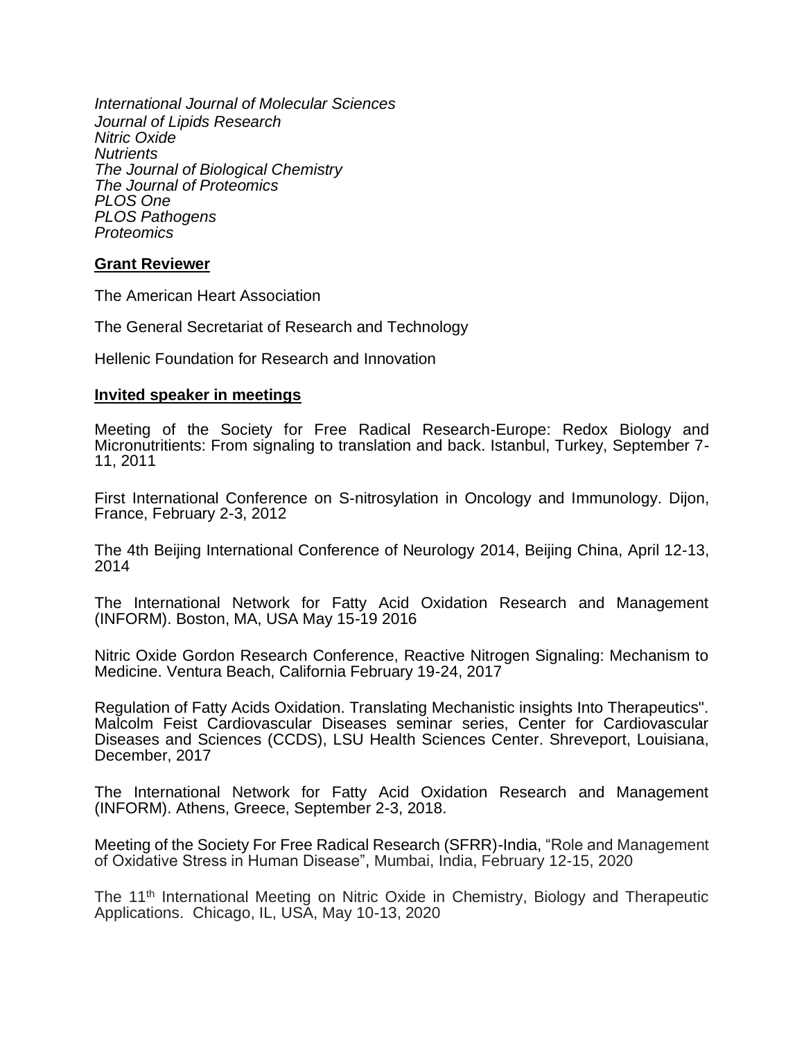*International Journal of Molecular Sciences*
*Journal of Lipids Research*
*Nitric Oxide*
*Nutrients*
*The Journal of Biological Chemistry*
*The Journal of Proteomics*
*PLOS One*
*PLOS Pathogens*
*Proteomics*

**Grant Reviewer**

The American Heart Association

The General Secretariat of Research and Technology

Hellenic Foundation for Research and Innovation

**Invited speaker in meetings**

Meeting of the Society for Free Radical Research-Europe: Redox Biology and Micronutritients: From signaling to translation and back. Istanbul, Turkey, September 7-11, 2011

First International Conference on S-nitrosylation in Oncology and Immunology. Dijon, France, February 2-3, 2012

The 4th Beijing International Conference of Neurology 2014, Beijing China, April 12-13, 2014

The International Network for Fatty Acid Oxidation Research and Management (INFORM). Boston, MA, USA May 15-19 2016

Nitric Oxide Gordon Research Conference, Reactive Nitrogen Signaling: Mechanism to Medicine. Ventura Beach, California February 19-24, 2017

Regulation of Fatty Acids Oxidation. Translating Mechanistic insights Into Therapeutics". Malcolm Feist Cardiovascular Diseases seminar series, Center for Cardiovascular Diseases and Sciences (CCDS), LSU Health Sciences Center. Shreveport, Louisiana, December, 2017

The International Network for Fatty Acid Oxidation Research and Management (INFORM). Athens, Greece, September 2-3, 2018.

Meeting of the Society For Free Radical Research (SFRR)-India, "Role and Management of Oxidative Stress in Human Disease", Mumbai, India, February 12-15, 2020

The 11th International Meeting on Nitric Oxide in Chemistry, Biology and Therapeutic Applications. Chicago, IL, USA, May 10-13, 2020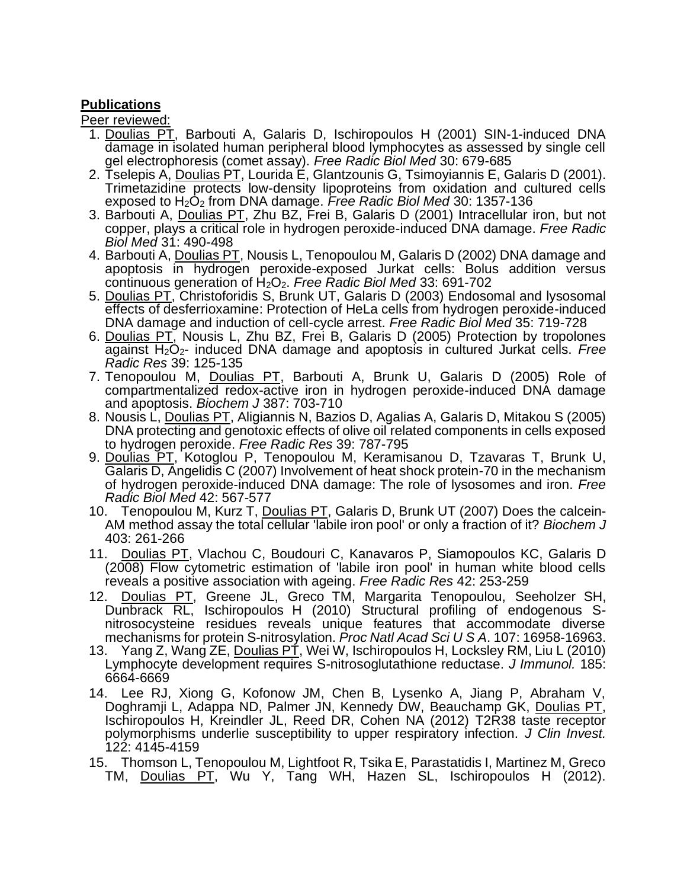**Publications**

Peer reviewed:

1. Doulias PT, Barbouti A, Galaris D, Ischiropoulos H (2001) SIN-1-induced DNA damage in isolated human peripheral blood lymphocytes as assessed by single cell gel electrophoresis (comet assay). *Free Radic Biol Med* 30: 679-685
2. Tselepis A, Doulias PT, Lourida E, Glantzounis G, Tsimoyiannis E, Galaris D (2001). Trimetazidine protects low-density lipoproteins from oxidation and cultured cells exposed to $H_2O_2$ from DNA damage. *Free Radic Biol Med* 30: 1357-136
3. Barbouti A, Doulias PT, Zhu BZ, Frei B, Galaris D (2001) Intracellular iron, but not copper, plays a critical role in hydrogen peroxide-induced DNA damage. *Free Radic Biol Med* 31: 490-498
4. Barbouti A, Doulias PT, Nousis L, Tenopoulou M, Galaris D (2002) DNA damage and apoptosis in hydrogen peroxide-exposed Jurkat cells: Bolus addition versus continuous generation of $H_2O_2$. *Free Radic Biol Med* 33: 691-702
5. Doulias PT, Christoforidis S, Brunk UT, Galaris D (2003) Endosomal and lysosomal effects of desferrioxamine: Protection of HeLa cells from hydrogen peroxide-induced DNA damage and induction of cell-cycle arrest. *Free Radic Biol Med* 35: 719-728
6. Doulias PT, Nousis L, Zhu BZ, Frei B, Galaris D (2005) Protection by tropolones against $H_2O_2$- induced DNA damage and apoptosis in cultured Jurkat cells. *Free Radic Res* 39: 125-135
7. Tenopoulou M, Doulias PT, Barbouti A, Brunk U, Galaris D (2005) Role of compartmentalized redox-active iron in hydrogen peroxide-induced DNA damage and apoptosis. *Biochem J* 387: 703-710
8. Nousis L, Doulias PT, Aligiannis N, Bazios D, Agalias A, Galaris D, Mitakou S (2005) DNA protecting and genotoxic effects of olive oil related components in cells exposed to hydrogen peroxide. *Free Radic Res* 39: 787-795
9. Doulias PT, Kotoglou P, Tenopoulou M, Keramisanou D, Tzavaras T, Brunk U, Galaris D, Angelidis C (2007) Involvement of heat shock protein-70 in the mechanism of hydrogen peroxide-induced DNA damage: The role of lysosomes and iron. *Free Radic Biol Med* 42: 567-577
10. Tenopoulou M, Kurz T, Doulias PT, Galaris D, Brunk UT (2007) Does the calcein-AM method assay the total cellular 'labile iron pool' or only a fraction of it? *Biochem J* 403: 261-266
11. Doulias PT, Vlachou C, Boudouri C, Kanavaros P, Siamopoulos KC, Galaris D (2008) Flow cytometric estimation of 'labile iron pool' in human white blood cells reveals a positive association with ageing. *Free Radic Res* 42: 253-259
12. Doulias PT, Greene JL, Greco TM, Margarita Tenopoulou, Seeholzer SH, Dunbrack RL, Ischiropoulos H (2010) Structural profiling of endogenous S-nitrosocysteine residues reveals unique features that accommodate diverse mechanisms for protein S-nitrosylation. *Proc Natl Acad Sci U S A*. 107: 16958-16963.
13. Yang Z, Wang ZE, Doulias PT, Wei W, Ischiropoulos H, Locksley RM, Liu L (2010) Lymphocyte development requires S-nitrosoglutathione reductase. *J Immunol.* 185: 6664-6669
14. Lee RJ, Xiong G, Kofonow JM, Chen B, Lysenko A, Jiang P, Abraham V, Doghramji L, Adappa ND, Palmer JN, Kennedy DW, Beauchamp GK, Doulias PT, Ischiropoulos H, Kreindler JL, Reed DR, Cohen NA (2012) T2R38 taste receptor polymorphisms underlie susceptibility to upper respiratory infection. *J Clin Invest.* 122: 4145-4159
15. Thomson L, Tenopoulou M, Lightfoot R, Tsika E, Parastatidis I, Martinez M, Greco TM, Doulias PT, Wu Y, Tang WH, Hazen SL, Ischiropoulos H (2012).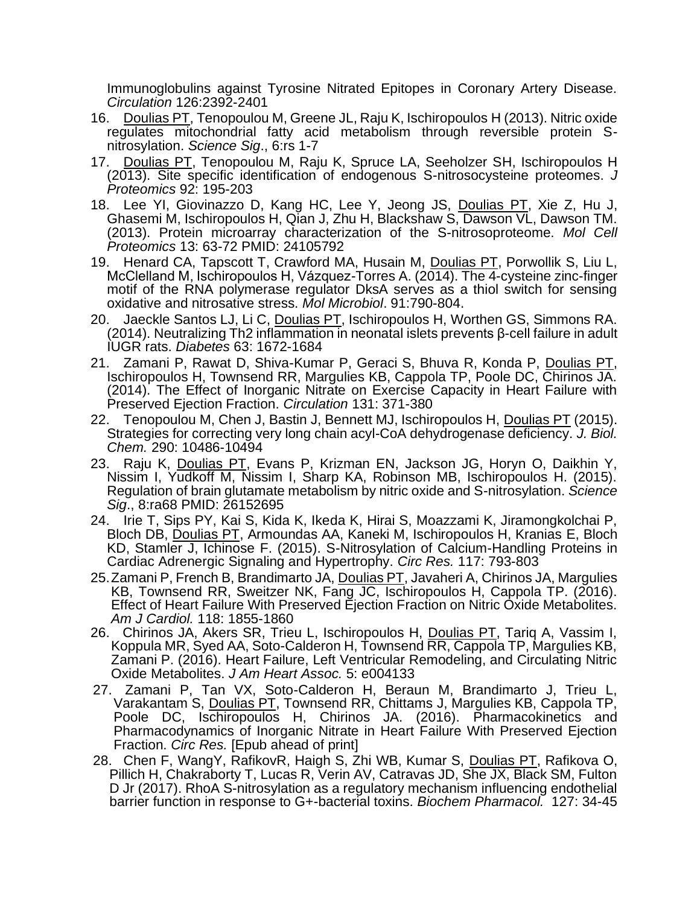Immunoglobulins against Tyrosine Nitrated Epitopes in Coronary Artery Disease. *Circulation* 126:2392-2401

16. Doulias PT, Tenopoulou M, Greene JL, Raju K, Ischiropoulos H (2013). Nitric oxide regulates mitochondrial fatty acid metabolism through reversible protein S-nitrosylation. *Science Sig*., 6:rs 1-7
17. Doulias PT, Tenopoulou M, Raju K, Spruce LA, Seeholzer SH, Ischiropoulos H (2013). Site specific identification of endogenous S-nitrosocysteine proteomes. *J Proteomics* 92: 195-203
18. Lee YI, Giovinazzo D, Kang HC, Lee Y, Jeong JS, Doulias PT, Xie Z, Hu J, Ghasemi M, Ischiropoulos H, Qian J, Zhu H, Blackshaw S, Dawson VL, Dawson TM. (2013). Protein microarray characterization of the S-nitrosoproteome. *Mol Cell Proteomics* 13: 63-72 PMID: 24105792
19. Henard CA, Tapscott T, Crawford MA, Husain M, Doulias PT, Porwollik S, Liu L, McClelland M, Ischiropoulos H, Vázquez-Torres A. (2014). The 4-cysteine zinc-finger motif of the RNA polymerase regulator DksA serves as a thiol switch for sensing oxidative and nitrosative stress. *Mol Microbiol*. 91:790-804.
20. Jaeckle Santos LJ, Li C, Doulias PT, Ischiropoulos H, Worthen GS, Simmons RA. (2014). Neutralizing Th2 inflammation in neonatal islets prevents β-cell failure in adult IUGR rats. *Diabetes* 63: 1672-1684
21. Zamani P, Rawat D, Shiva-Kumar P, Geraci S, Bhuva R, Konda P, Doulias PT, Ischiropoulos H, Townsend RR, Margulies KB, Cappola TP, Poole DC, Chirinos JA. (2014). The Effect of Inorganic Nitrate on Exercise Capacity in Heart Failure with Preserved Ejection Fraction. *Circulation* 131: 371-380
22. Tenopoulou M, Chen J, Bastin J, Bennett MJ, Ischiropoulos H, Doulias PT (2015). Strategies for correcting very long chain acyl-CoA dehydrogenase deficiency. *J. Biol. Chem.* 290: 10486-10494
23. Raju K, Doulias PT, Evans P, Krizman EN, Jackson JG, Horyn O, Daikhin Y, Nissim I, Yudkoff M, Nissim I, Sharp KA, Robinson MB, Ischiropoulos H. (2015). Regulation of brain glutamate metabolism by nitric oxide and S-nitrosylation. *Science Sig*., 8:ra68 PMID: 26152695
24. Irie T, Sips PY, Kai S, Kida K, Ikeda K, Hirai S, Moazzami K, Jiramongkolchai P, Bloch DB, Doulias PT, Armoundas AA, Kaneki M, Ischiropoulos H, Kranias E, Bloch KD, Stamler J, Ichinose F. (2015). S-Nitrosylation of Calcium-Handling Proteins in Cardiac Adrenergic Signaling and Hypertrophy. *Circ Res.* 117: 793-803
25. Zamani P, French B, Brandimarto JA, Doulias PT, Javaheri A, Chirinos JA, Margulies KB, Townsend RR, Sweitzer NK, Fang JC, Ischiropoulos H, Cappola TP. (2016). Effect of Heart Failure With Preserved Ejection Fraction on Nitric Oxide Metabolites. *Am J Cardiol.* 118: 1855-1860
26. Chirinos JA, Akers SR, Trieu L, Ischiropoulos H, Doulias PT, Tariq A, Vassim I, Koppula MR, Syed AA, Soto-Calderon H, Townsend RR, Cappola TP, Margulies KB, Zamani P. (2016). Heart Failure, Left Ventricular Remodeling, and Circulating Nitric Oxide Metabolites. *J Am Heart Assoc.* 5: e004133
27. Zamani P, Tan VX, Soto-Calderon H, Beraun M, Brandimarto J, Trieu L, Varakantam S, Doulias PT, Townsend RR, Chittams J, Margulies KB, Cappola TP, Poole DC, Ischiropoulos H, Chirinos JA. (2016). Pharmacokinetics and Pharmacodynamics of Inorganic Nitrate in Heart Failure With Preserved Ejection Fraction. *Circ Res.* [Epub ahead of print]
28. Chen F, WangY, RafikovR, Haigh S, Zhi WB, Kumar S, Doulias PT, Rafikova O, Pillich H, Chakraborty T, Lucas R, Verin AV, Catravas JD, She JX, Black SM, Fulton D Jr (2017). RhoA S-nitrosylation as a regulatory mechanism influencing endothelial barrier function in response to G+-bacterial toxins. *Biochem Pharmacol.* 127: 34-45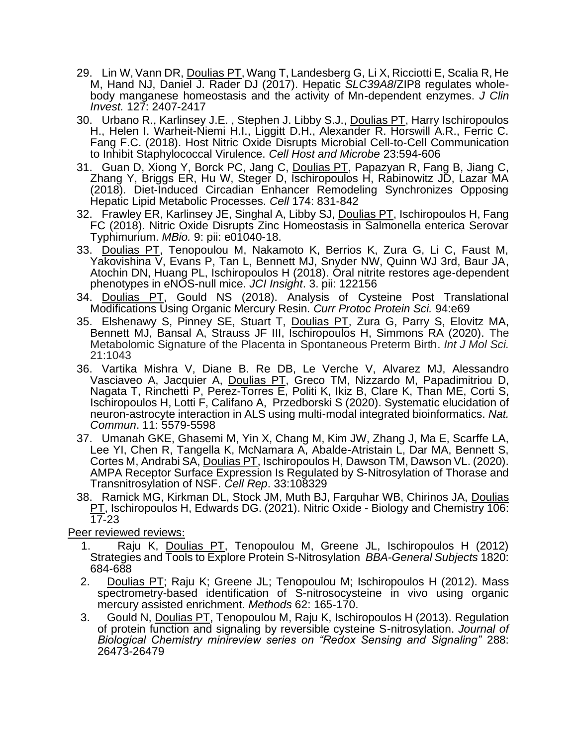29. Lin W, Vann DR, Doulias PT, Wang T, Landesberg G, Li X, Ricciotti E, Scalia R, He M, Hand NJ, Daniel J. Rader DJ (2017). Hepatic *SLC39A8*/ZIP8 regulates whole-body manganese homeostasis and the activity of Mn-dependent enzymes. *J Clin Invest.* 127: 2407-2417
30. Urbano R., Karlinsey J.E. , Stephen J. Libby S.J., Doulias PT, Harry Ischiropoulos H., Helen I. Warheit-Niemi H.I., Liggitt D.H., Alexander R. Horswill A.R., Ferric C. Fang F.C. (2018). Host Nitric Oxide Disrupts Microbial Cell-to-Cell Communication to Inhibit Staphylococcal Virulence. *Cell Host and Microbe* 23:594-606
31. Guan D, Xiong Y, Borck PC, Jang C, Doulias PT, Papazyan R, Fang B, Jiang C, Zhang Y, Briggs ER, Hu W, Steger D, Ischiropoulos H, Rabinowitz JD, Lazar MA (2018). Diet-Induced Circadian Enhancer Remodeling Synchronizes Opposing Hepatic Lipid Metabolic Processes. *Cell* 174: 831-842
32. Frawley ER, Karlinsey JE, Singhal A, Libby SJ, Doulias PT, Ischiropoulos H, Fang FC (2018). Nitric Oxide Disrupts Zinc Homeostasis in Salmonella enterica Serovar Typhimurium. *MBio.* 9: pii: e01040-18.
33. Doulias PT, Tenopoulou M, Nakamoto K, Berrios K, Zura G, Li C, Faust M, Yakovishina V, Evans P, Tan L, Bennett MJ, Snyder NW, Quinn WJ 3rd, Baur JA, Atochin DN, Huang PL, Ischiropoulos H (2018). Oral nitrite restores age-dependent phenotypes in eNOS-null mice. *JCI Insight*. 3. pii: 122156
34. Doulias PT, Gould NS (2018). Analysis of Cysteine Post Translational Modifications Using Organic Mercury Resin. *Curr Protoc Protein Sci.* 94:e69
35. Elshenawy S, Pinney SE, Stuart T, Doulias PT, Zura G, Parry S, Elovitz MA, Bennett MJ, Bansal A, Strauss JF III, Ischiropoulos H, Simmons RA (2020). The Metabolomic Signature of the Placenta in Spontaneous Preterm Birth. *Int J Mol Sci.* 21:1043
36. Vartika Mishra V, Diane B. Re DB, Le Verche V, Alvarez MJ, Alessandro Vasciaveo A, Jacquier A, Doulias PT, Greco TM, Nizzardo M, Papadimitriou D, Nagata T, Rinchetti P, Perez-Torres E, Politi K, Ikiz B, Clare K, Than ME, Corti S, Ischiropoulos H, Lotti F, Califano A, Przedborski S (2020). Systematic elucidation of neuron-astrocyte interaction in ALS using multi-modal integrated bioinformatics. *Nat. Commun*. 11: 5579-5598
37. Umanah GKE, Ghasemi M, Yin X, Chang M, Kim JW, Zhang J, Ma E, Scarffe LA, Lee YI, Chen R, Tangella K, McNamara A, Abalde-Atristain L, Dar MA, Bennett S, Cortes M, Andrabi SA, Doulias PT, Ischiropoulos H, Dawson TM, Dawson VL. (2020). AMPA Receptor Surface Expression Is Regulated by S-Nitrosylation of Thorase and Transnitrosylation of NSF. *Cell Rep*. 33:108329
38. Ramick MG, Kirkman DL, Stock JM, Muth BJ, Farquhar WB, Chirinos JA, Doulias PT, Ischiropoulos H, Edwards DG. (2021). Nitric Oxide - Biology and Chemistry 106: 17-23

Peer reviewed reviews:

1. Raju K, Doulias PT, Tenopoulou M, Greene JL, Ischiropoulos H (2012) Strategies and Tools to Explore Protein S-Nitrosylation *BBA-General Subjects* 1820: 684-688
2. Doulias PT; Raju K; Greene JL; Tenopoulou M; Ischiropoulos H (2012). Mass spectrometry-based identification of S-nitrosocysteine in vivo using organic mercury assisted enrichment. *Methods* 62: 165-170.
3. Gould N, Doulias PT, Tenopoulou M, Raju K, Ischiropoulos H (2013). Regulation of protein function and signaling by reversible cysteine S-nitrosylation. *Journal of Biological Chemistry minireview series on "Redox Sensing and Signaling"* 288: 26473-26479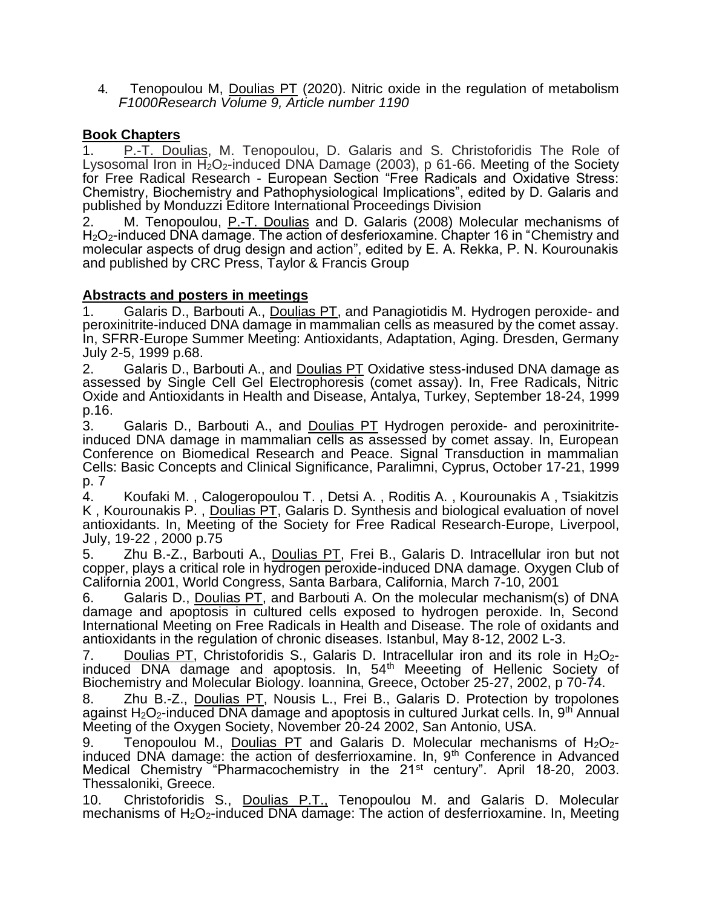4. Tenopoulou M, Doulias PT (2020). Nitric oxide in the regulation of metabolism *F1000Research Volume 9, Article number 1190*

**Book Chapters**

1. P.-T. Doulias, M. Tenopoulou, D. Galaris and S. Christoforidis The Role of Lysosomal Iron in $H_2O_2$-induced DNA Damage (2003), p 61-66. Meeting of the Society for Free Radical Research - European Section "Free Radicals and Oxidative Stress: Chemistry, Biochemistry and Pathophysiological Implications", edited by D. Galaris and published by Monduzzi Editore International Proceedings Division
2. M. Tenopoulou, P.-T. Doulias and D. Galaris (2008) Molecular mechanisms of $H_2O_2$-induced DNA damage. The action of desferioxamine. Chapter 16 in "Chemistry and molecular aspects of drug design and action", edited by E. A. Rekka, P. N. Kourounakis and published by CRC Press, Taylor & Francis Group

**Abstracts and posters in meetings**

1. Galaris D., Barbouti A., Doulias PT, and Panagiotidis M. Hydrogen peroxide- and peroxinitrite-induced DNA damage in mammalian cells as measured by the comet assay. In, SFRR-Europe Summer Meeting: Antioxidants, Adaptation, Aging. Dresden, Germany July 2-5, 1999 p.68.
2. Galaris D., Barbouti A., and Doulias PT Oxidative stess-indused DNA damage as assessed by Single Cell Gel Electrophoresis (comet assay). In, Free Radicals, Nitric Oxide and Antioxidants in Health and Disease, Antalya, Turkey, September 18-24, 1999 p.16.
3. Galaris D., Barbouti A., and Doulias PT Hydrogen peroxide- and peroxinitrite-induced DNA damage in mammalian cells as assessed by comet assay. In, European Conference on Biomedical Research and Peace. Signal Transduction in mammalian Cells: Basic Concepts and Clinical Significance, Paralimni, Cyprus, October 17-21, 1999 p. 7
4. Koufaki M. , Calogeropoulou T. , Detsi A. , Roditis A. , Kourounakis A , Tsiakitzis K , Kourounakis P. , Doulias PT, Galaris D. Synthesis and biological evaluation of novel antioxidants. In, Meeting of the Society for Free Radical Research-Europe, Liverpool, July, 19-22 , 2000 p.75
5. Zhu B.-Z., Barbouti A., Doulias PT, Frei B., Galaris D. Intracellular iron but not copper, plays a critical role in hydrogen peroxide-induced DNA damage. Oxygen Club of California 2001, World Congress, Santa Barbara, California, March 7-10, 2001
6. Galaris D., Doulias PT, and Barbouti A. On the molecular mechanism(s) of DNA damage and apoptosis in cultured cells exposed to hydrogen peroxide. In, Second International Meeting on Free Radicals in Health and Disease. The role of oxidants and antioxidants in the regulation of chronic diseases. Istanbul, May 8-12, 2002 L-3.
7. Doulias PT, Christoforidis S., Galaris D. Intracellular iron and its role in $H_2O_2$-induced DNA damage and apoptosis. In, 54th Meeeting of Hellenic Society of Biochemistry and Molecular Biology. Ioannina, Greece, October 25-27, 2002, p 70-74.
8. Zhu B.-Z., Doulias PT, Nousis L., Frei B., Galaris D. Protection by tropolones against $H_2O_2$-induced DNA damage and apoptosis in cultured Jurkat cells. In, 9th Annual Meeting of the Oxygen Society, November 20-24 2002, San Antonio, USA.
9. Tenopoulou M., Doulias PT and Galaris D. Molecular mechanisms of $H_2O_2$-induced DNA damage: the action of desferrioxamine. In, 9th Conference in Advanced Medical Chemistry "Pharmacochemistry in the 21st century". April 18-20, 2003. Thessaloniki, Greece.
10. Christoforidis S., Doulias P.T., Tenopoulou M. and Galaris D. Molecular mechanisms of $H_2O_2$-induced DNA damage: The action of desferrioxamine. In, Meeting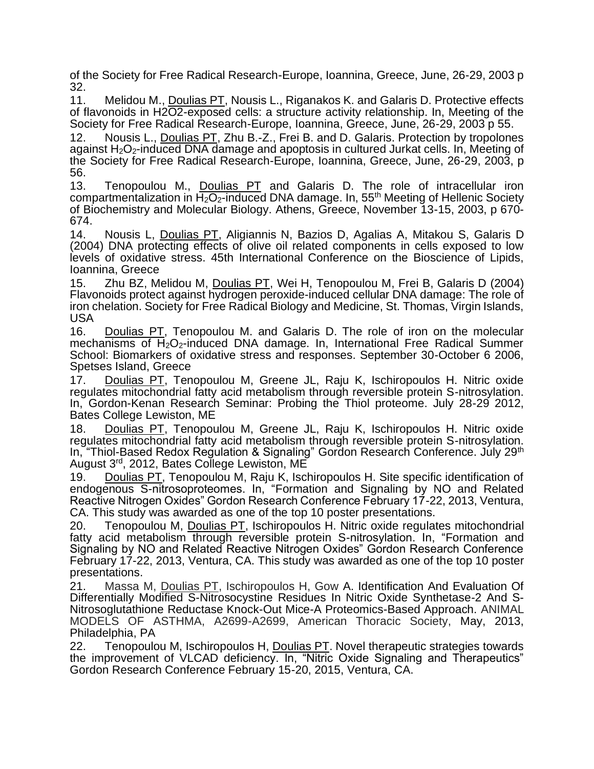of the Society for Free Radical Research-Europe, Ioannina, Greece, June, 26-29, 2003 p 32.

11. Melidou M., Doulias PT, Nousis L., Riganakos K. and Galaris D. Protective effects of flavonoids in H2O2-exposed cells: a structure activity relationship. In, Meeting of the Society for Free Radical Research-Europe, Ioannina, Greece, June, 26-29, 2003 p 55.

12. Nousis L., Doulias PT, Zhu B.-Z., Frei B. and D. Galaris. Protection by tropolones against $H_2O_2$-induced DNA damage and apoptosis in cultured Jurkat cells. In, Meeting of the Society for Free Radical Research-Europe, Ioannina, Greece, June, 26-29, 2003, p 56.

13. Tenopoulou M., Doulias PT and Galaris D. The role of intracellular iron compartmentalization in $H_2O_2$-induced DNA damage. In, 55th Meeting of Hellenic Society of Biochemistry and Molecular Biology. Athens, Greece, November 13-15, 2003, p 670-674.

14. Nousis L, Doulias PT, Aligiannis N, Bazios D, Agalias A, Mitakou S, Galaris D (2004) DNA protecting effects of olive oil related components in cells exposed to low levels of oxidative stress. 45th International Conference on the Bioscience of Lipids, Ioannina, Greece

15. Zhu BZ, Melidou M, Doulias PT, Wei H, Tenopoulou M, Frei B, Galaris D (2004) Flavonoids protect against hydrogen peroxide-induced cellular DNA damage: The role of iron chelation. Society for Free Radical Biology and Medicine, St. Thomas, Virgin Islands, USA

16. Doulias PT, Tenopoulou M. and Galaris D. The role of iron on the molecular mechanisms of $H_2O_2$-induced DNA damage. In, International Free Radical Summer School: Biomarkers of oxidative stress and responses. September 30-October 6 2006, Spetses Island, Greece

17. Doulias PT, Tenopoulou M, Greene JL, Raju K, Ischiropoulos H. Nitric oxide regulates mitochondrial fatty acid metabolism through reversible protein S-nitrosylation. In, Gordon-Kenan Research Seminar: Probing the Thiol proteome. July 28-29 2012, Bates College Lewiston, ME

18. Doulias PT, Tenopoulou M, Greene JL, Raju K, Ischiropoulos H. Nitric oxide regulates mitochondrial fatty acid metabolism through reversible protein S-nitrosylation. In, "Thiol-Based Redox Regulation & Signaling" Gordon Research Conference. July 29th August 3rd, 2012, Bates College Lewiston, ME

19. Doulias PT, Tenopoulou M, Raju K, Ischiropoulos H. Site specific identification of endogenous S-nitrosoproteomes. In, "Formation and Signaling by NO and Related Reactive Nitrogen Oxides" Gordon Research Conference February 17-22, 2013, Ventura, CA. This study was awarded as one of the top 10 poster presentations.

20. Tenopoulou M, Doulias PT, Ischiropoulos H. Nitric oxide regulates mitochondrial fatty acid metabolism through reversible protein S-nitrosylation. In, "Formation and Signaling by NO and Related Reactive Nitrogen Oxides" Gordon Research Conference February 17-22, 2013, Ventura, CA. This study was awarded as one of the top 10 poster presentations.

21. Massa M, Doulias PT, Ischiropoulos H, Gow A. Identification And Evaluation Of Differentially Modified S-Nitrosocystine Residues In Nitric Oxide Synthetase-2 And S-Nitrosoglutathione Reductase Knock-Out Mice-A Proteomics-Based Approach. ANIMAL MODELS OF ASTHMA, A2699-A2699, American Thoracic Society, May, 2013, Philadelphia, PA

22. Tenopoulou M, Ischiropoulos H, Doulias PT. Novel therapeutic strategies towards the improvement of VLCAD deficiency. In, "Nitric Oxide Signaling and Therapeutics" Gordon Research Conference February 15-20, 2015, Ventura, CA.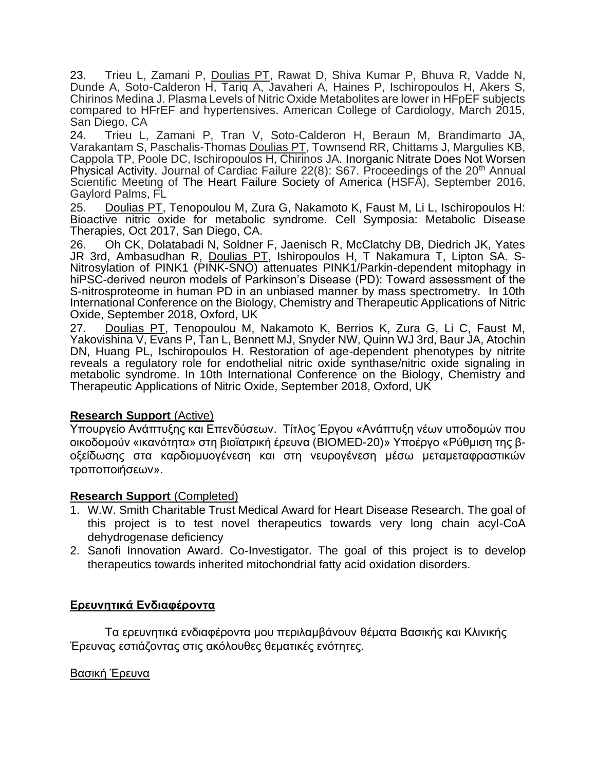23. Trieu L, Zamani P, Doulias PT, Rawat D, Shiva Kumar P, Bhuva R, Vadde N, Dunde A, Soto-Calderon H, Tariq A, Javaheri A, Haines P, Ischiropoulos H, Akers S, Chirinos Medina J. Plasma Levels of Nitric Oxide Metabolites are lower in HFpEF subjects compared to HFrEF and hypertensives. American College of Cardiology, March 2015, San Diego, CA

24. Trieu L, Zamani P, Tran V, Soto-Calderon H, Beraun M, Brandimarto JA, Varakantam S, Paschalis-Thomas Doulias PT, Townsend RR, Chittams J, Margulies KB, Cappola TP, Poole DC, Ischiropoulos H, Chirinos JA. Inorganic Nitrate Does Not Worsen Physical Activity. Journal of Cardiac Failure 22(8): S67. Proceedings of the 20th Annual Scientific Meeting of The Heart Failure Society of America (HSFA), September 2016, Gaylord Palms, FL

25. Doulias PT, Tenopoulou M, Zura G, Nakamoto K, Faust M, Li L, Ischiropoulos H: Bioactive nitric oxide for metabolic syndrome. Cell Symposia: Metabolic Disease Therapies, Oct 2017, San Diego, CA.

26. Oh CK, Dolatabadi N, Soldner F, Jaenisch R, McClatchy DB, Diedrich JK, Yates JR 3rd, Ambasudhan R, Doulias PT, Ishiropoulos H, T Nakamura T, Lipton SA. S-Nitrosylation of PINK1 (PINK-SNO) attenuates PINK1/Parkin-dependent mitophagy in hiPSC-derived neuron models of Parkinson's Disease (PD): Toward assessment of the S-nitrosproteome in human PD in an unbiased manner by mass spectrometry. In 10th International Conference on the Biology, Chemistry and Therapeutic Applications of Nitric Oxide, September 2018, Oxford, UK

27. Doulias PT, Tenopoulou M, Nakamoto K, Berrios K, Zura G, Li C, Faust M, Yakovishina V, Evans P, Tan L, Bennett MJ, Snyder NW, Quinn WJ 3rd, Baur JA, Atochin DN, Huang PL, Ischiropoulos H. Restoration of age-dependent phenotypes by nitrite reveals a regulatory role for endothelial nitric oxide synthase/nitric oxide signaling in metabolic syndrome. In 10th International Conference on the Biology, Chemistry and Therapeutic Applications of Nitric Oxide, September 2018, Oxford, UK

**Research Support** (Active)

Υπουργείο Ανάπτυξης και Επενδύσεων. Τίτλος Έργου «Ανάπτυξη νέων υποδομών που οικοδομούν «ικανότητα» στη βιοϊατρική έρευνα (BIOMED-20)» Υποέργο «Ρύθμιση της β-οξείδωσης στα καρδιομυογένεση και στη νευρογένεση μέσω μεταμεταφραστικών τροποποιήσεων».

**Research Support** (Completed)

1. W.W. Smith Charitable Trust Medical Award for Heart Disease Research. The goal of this project is to test novel therapeutics towards very long chain acyl-CoA dehydrogenase deficiency
2. Sanofi Innovation Award. Co-Investigator. The goal of this project is to develop therapeutics towards inherited mitochondrial fatty acid oxidation disorders.

## Ερευνητικά Ενδιαφέροντα

Τα ερευνητικά ενδιαφέροντα μου περιλαμβάνουν θέματα Βασικής και Κλινικής Έρευνας εστιάζοντας στις ακόλουθες θεματικές ενότητες.

Βασική Έρευνα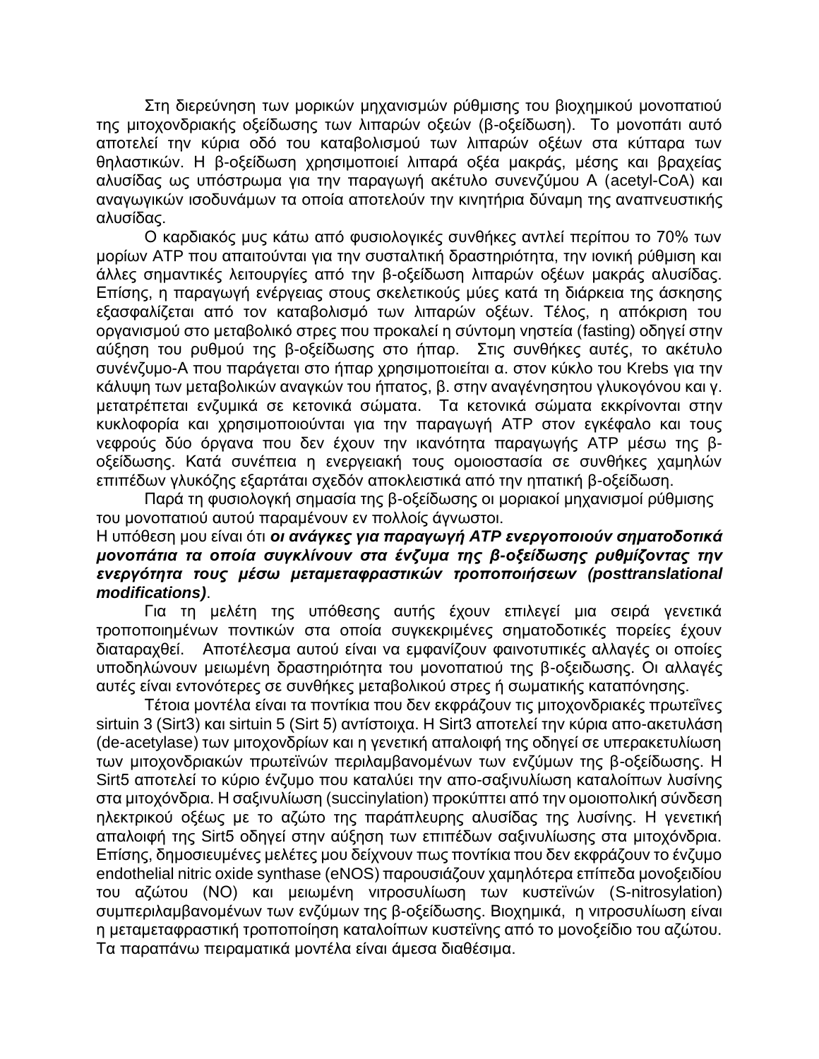Στη διερεύνηση των μορικών μηχανισμών ρύθμισης του βιοχημικού μονοπατιού της μιτοχονδριακής οξείδωσης των λιπαρών οξεών (β-οξείδωση). Το μονοπάτι αυτό αποτελεί την κύρια οδό του καταβολισμού των λιπαρών οξέων στα κύτταρα των θηλαστικών. Η β-οξείδωση χρησιμοποιεί λιπαρά οξέα μακράς, μέσης και βραχείας αλυσίδας ως υπόστρωμα για την παραγωγή ακέτυλο συνενζύμου Α (acetyl-CoA) και αναγωγικών ισοδυνάμων τα οποία αποτελούν την κινητήρια δύναμη της αναπνευστικής αλυσίδας.

Ο καρδιακός μυς κάτω από φυσιολογικές συνθήκες αντλεί περίπου το 70% των μορίων ATP που απαιτούνται για την συσταλτική δραστηριότητα, την ιονική ρύθμιση και άλλες σημαντικές λειτουργίες από την β-οξείδωση λιπαρών οξέων μακράς αλυσίδας. Επίσης, η παραγωγή ενέργειας στους σκελετικούς μύες κατά τη διάρκεια της άσκησης εξασφαλίζεται από τον καταβολισμό των λιπαρών οξέων. Τέλος, η απόκριση του οργανισμού στο μεταβολικό στρες που προκαλεί η σύντομη νηστεία (fasting) οδηγεί στην αύξηση του ρυθμού της β-οξείδωσης στο ήπαρ. Στις συνθήκες αυτές, το ακέτυλο συνένζυμο-Α που παράγεται στο ήπαρ χρησιμοποιείται α. στον κύκλο του Krebs για την κάλυψη των μεταβολικών αναγκών του ήπατος, β. στην αναγένησητου γλυκογόνου και γ. μετατρέπεται ενζυμικά σε κετονικά σώματα. Τα κετονικά σώματα εκκρίνονται στην κυκλοφορία και χρησιμοποιούνται για την παραγωγή ATP στον εγκέφαλο και τους νεφρούς δύο όργανα που δεν έχουν την ικανότητα παραγωγής ATP μέσω της β-οξείδωσης. Κατά συνέπεια η ενεργειακή τους ομοιοστασία σε συνθήκες χαμηλών επιπέδων γλυκόζης εξαρτάται σχεδόν αποκλειστικά από την ηπατική β-οξείδωση.

Παρά τη φυσιολογική σημασία της β-οξείδωσης οι μοριακοί μηχανισμοί ρύθμισης του μονοπατιού αυτού παραμένουν εν πολλοίς άγνωστοι.

Η υπόθεση μου είναι ότι ***οι ανάγκες για παραγωγή ATP ενεργοποιούν σηματοδοτικά μονοπάτια τα οποία συγκλίνουν στα ένζυμα της β-οξείδωσης ρυθμίζοντας την ενεργότητα τους μέσω μεταμεταφραστικών τροποποιήσεων (posttranslational modifications)***.

Για τη μελέτη της υπόθεσης αυτής έχουν επιλεγεί μια σειρά γενετικά τροποποιημένων ποντικών στα οποία συγκεκριμένες σηματοδοτικές πορείες έχουν διαταραχθεί. Αποτέλεσμα αυτού είναι να εμφανίζουν φαινοτυπικές αλλαγές οι οποίες υποδηλώνουν μειωμένη δραστηριότητα του μονοπατιού της β-οξειδωσης. Οι αλλαγές αυτές είναι εντονότερες σε συνθήκες μεταβολικού στρες ή σωματικής καταπόνησης.

Τέτοια μοντέλα είναι τα ποντίκια που δεν εκφράζουν τις μιτοχονδριακές πρωτεΐνες sirtuin 3 (Sirt3) και sirtuin 5 (Sirt 5) αντίστοιχα. Η Sirt3 αποτελεί την κύρια απο-ακετυλάση (de-acetylase) των μιτοχονδρίων και η γενετική απαλοιφή της οδηγεί σε υπερακετυλίωση των μιτοχονδριακών πρωτεϊνών περιλαμβανομένων των ενζύμων της β-οξείδωσης. Η Sirt5 αποτελεί το κύριο ένζυμο που καταλύει την απο-σαξινυλίωση καταλοίπων λυσίνης στα μιτοχόνδρια. Η σαξινυλίωση (succinylation) προκύπτει από την ομοιοπολική σύνδεση ηλεκτρικού οξέως με το αζώτο της παράπλευρης αλυσίδας της λυσίνης. Η γενετική απαλοιφή της Sirt5 οδηγεί στην αύξηση των επιπέδων σαξινυλίωσης στα μιτοχόνδρια. Επίσης, δημοσιευμένες μελέτες μου δείχνουν πως ποντίκια που δεν εκφράζουν το ένζυμο endothelial nitric oxide synthase (eNOS) παρουσιάζουν χαμηλότερα επίπεδα μονοξειδίου του αζώτου (NO) και μειωμένη νιτροσυλίωση των κυστεϊνών (S-nitrosylation) συμπεριλαμβανομένων των ενζύμων της β-οξείδωσης. Βιοχημικά, η νιτροσυλίωση είναι η μεταμεταφραστική τροποποίηση καταλοίπων κυστεϊνης από το μονοξείδιο του αζώτου. Τα παραπάνω πειραματικά μοντέλα είναι άμεσα διαθέσιμα.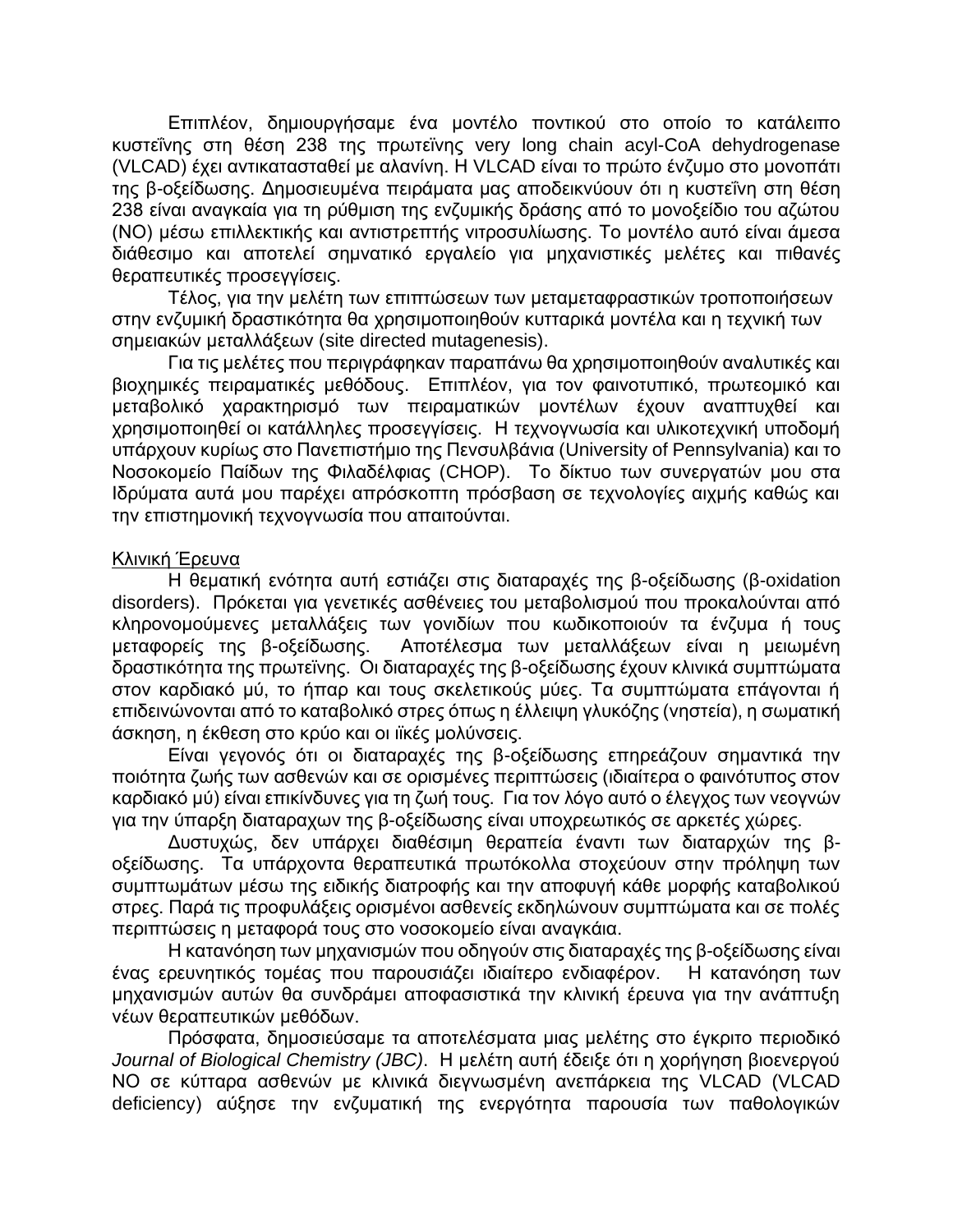Επιπλέον, δημιουργήσαμε ένα μοντέλο ποντικού στο οποίο το κατάλειπο κυστεΐνης στη θέση 238 της πρωτεΐνης very long chain acyl-CoA dehydrogenase (VLCAD) έχει αντικατασταθεί με αλανίνη. Η VLCAD είναι το πρώτο ένζυμο στο μονοπάτι της β-οξείδωσης. Δημοσιευμένα πειράματα μας αποδεικνύουν ότι η κυστεΐνη στη θέση 238 είναι αναγκαία για τη ρύθμιση της ενζυμικής δράσης από το μονοξείδιο του αζώτου (NO) μέσω επιλλεκτικής και αντιστρεπτής νιτροσυλίωσης. Το μοντέλο αυτό είναι άμεσα διάθεσιμο και αποτελεί σημαντικό εργαλείο για μηχανιστικές μελέτες και πιθανές θεραπευτικές προσεγγίσεις.

Τέλος, για την μελέτη των επιπτώσεων των μεταμεταφραστικών τροποποιήσεων στην ενζυμική δραστικότητα θα χρησιμοποιηθούν κυτταρικά μοντέλα και η τεχνική των σημειακών μεταλλάξεων (site directed mutagenesis).

Για τις μελέτες που περιγράφηκαν παραπάνω θα χρησιμοποιηθούν αναλυτικές και βιοχημικές πειραματικές μεθόδους. Επιπλέον, για τον φαινοτυπικό, πρωτεομικό και μεταβολικό χαρακτηρισμό των πειραματικών μοντέλων έχουν αναπτυχθεί και χρησιμοποιηθεί οι κατάλληλες προσεγγίσεις. Η τεχνογνωσία και υλικοτεχνική υποδομή υπάρχουν κυρίως στο Πανεπιστήμιο της Πενσυλβάνια (University of Pennsylvania) και το Νοσοκομείο Παίδων της Φιλαδέλφιας (CHOP). Το δίκτυο των συνεργατών μου στα Ιδρύματα αυτά μου παρέχει απρόσκοπτη πρόσβαση σε τεχνολογίες αιχμής καθώς και την επιστημονική τεχνογνωσία που απαιτούνται.

Κλινική Έρευνα

Η θεματική ενότητα αυτή εστιάζει στις διαταραχές της β-οξείδωσης (β-oxidation disorders). Πρόκειται για γενετικές ασθένειες του μεταβολισμού που προκαλούνται από κληρονομούμενες μεταλλάξεις των γονιδίων που κωδικοποιούν τα ένζυμα ή τους μεταφορείς της β-οξείδωσης. Αποτέλεσμα των μεταλλάξεων είναι η μειωμένη δραστικότητα της πρωτεΐνης. Οι διαταραχές της β-οξείδωσης έχουν κλινικά συμπτώματα στον καρδιακό μύ, το ήπαρ και τους σκελετικούς μύες. Τα συμπτώματα επάγονται ή επιδεινώνονται από το καταβολικό στρες όπως η έλλειψη γλυκόζης (νηστεία), η σωματική άσκηση, η έκθεση στο κρύο και οι ιϊκές μολύνσεις.

Είναι γεγονός ότι οι διαταραχές της β-οξείδωσης επηρεάζουν σημαντικά την ποιότητα ζωής των ασθενών και σε ορισμένες περιπτώσεις (ιδιαίτερα ο φαινότυπος στον καρδιακό μύ) είναι επικίνδυνες για τη ζωή τους. Για τον λόγο αυτό ο έλεγχος των νεογνών για την ύπαρξη διαταραχων της β-οξείδωσης είναι υποχρεωτικός σε αρκετές χώρες.

Δυστυχώς, δεν υπάρχει διαθέσιμη θεραπεία έναντι των διαταρχών της β-οξείδωσης. Τα υπάρχοντα θεραπευτικά πρωτόκολλα στοχεύουν στην πρόληψη των συμπτωμάτων μέσω της ειδικής διατροφής και την αποφυγή κάθε μορφής καταβολικού στρες. Παρά τις προφυλάξεις ορισμένοι ασθενείς εκδηλώνουν συμπτώματα και σε πολές περιπτώσεις η μεταφορά τους στο νοσοκομείο είναι αναγκάια.

Η κατανόηση των μηχανισμών που οδηγούν στις διαταραχές της β-οξείδωσης είναι ένας ερευνητικός τομέας που παρουσιάζει ιδιαίτερο ενδιαφέρον. Η κατανόηση των μηχανισμών αυτών θα συνδράμει αποφασιστικά την κλινική έρευνα για την ανάπτυξη νέων θεραπευτικών μεθόδων.

Πρόσφατα, δημοσιεύσαμε τα αποτελέσματα μιας μελέτης στο έγκριτο περιοδικό *Journal of Biological Chemistry (JBC)*. Η μελέτη αυτή έδειξε ότι η χορήγηση βιοενεργού NO σε κύτταρα ασθενών με κλινικά διεγνωσμένη ανεπάρκεια της VLCAD (VLCAD deficiency) αύξησε την ενζυματική της ενεργότητα παρουσία των παθολογικών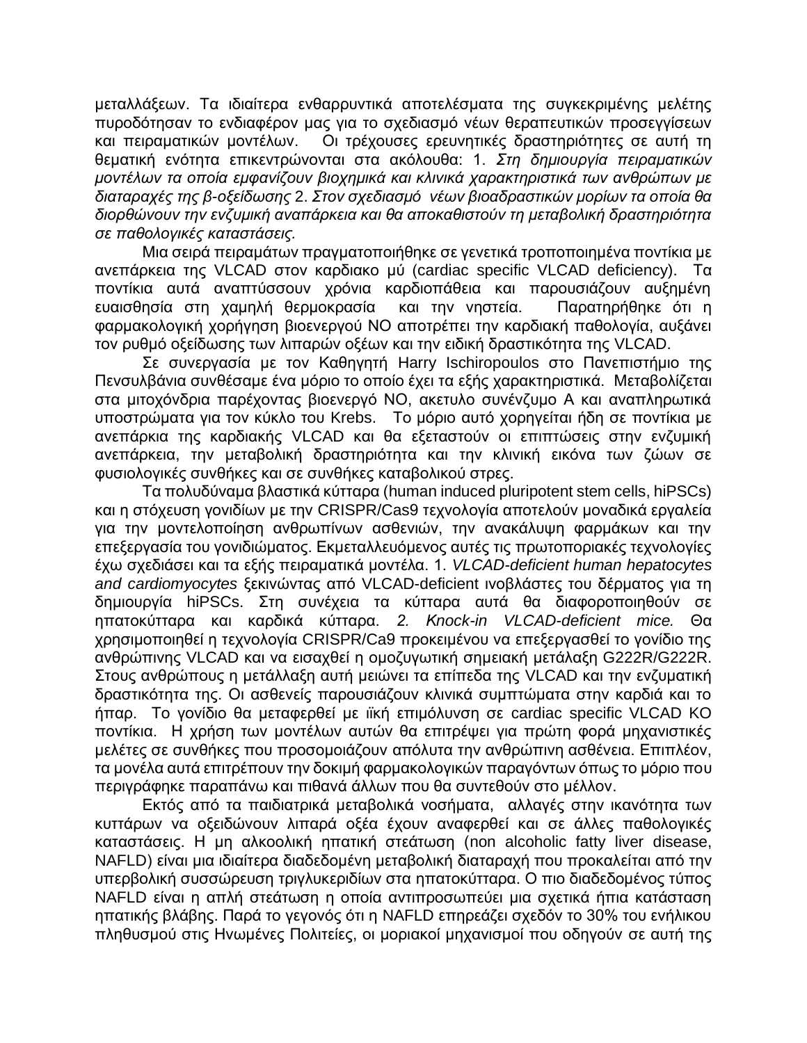μεταλλάξεων. Τα ιδιαίτερα ενθαρρυντικά αποτελέσματα της συγκεκριμένης μελέτης πυροδότησαν το ενδιαφέρον μας για το σχεδιασμό νέων θεραπευτικών προσεγγίσεων και πειραματικών μοντέλων. Οι τρέχουσες ερευνητικές δραστηριότητες σε αυτή τη θεματική ενότητα επικεντρώνονται στα ακόλουθα: 1. *Στη δημιουργία πειραματικών μοντέλων τα οποία εμφανίζουν βιοχημικά και κλινικά χαρακτηριστικά των ανθρώπων με διαταραχές της β-οξείδωσης* 2. *Στον σχεδιασμό νέων βιοαδραστικών μορίων τα οποία θα διορθώνουν την ενζυμική αναπάρκεια και θα αποκαθιστούν τη μεταβολική δραστηριότητα σε παθολογικές καταστάσεις.*

Μια σειρά πειραμάτων πραγματοποιήθηκε σε γενετικά τροποποιημένα ποντίκια με ανεπάρκεια της VLCAD στον καρδιακο μύ (cardiac specific VLCAD deficiency). Τα ποντίκια αυτά αναπτύσσουν χρόνια καρδιοπάθεια και παρουσιάζουν αυξημένη ευαισθησία στη χαμηλή θερμοκρασία και την νηστεία. Παρατηρήθηκε ότι η φαρμακολογική χορήγηση βιοενεργού NO αποτρέπει την καρδιακή παθολογία, αυξάνει τον ρυθμό οξείδωσης των λιπαρών οξέων και την ειδική δραστικότητα της VLCAD.

Σε συνεργασία με τον Καθηγητή Harry Ischiropoulos στο Πανεπιστήμιο της Πενσυλβάνια συνθέσαμε ένα μόριο το οποίο έχει τα εξής χαρακτηριστικά. Μεταβολίζεται στα μιτοχόνδρια παρέχοντας βιοενεργό NO, ακετυλο συνένζυμο Α και αναπληρωτικά υποστρώματα για τον κύκλο του Krebs. Το μόριο αυτό χορηγείται ήδη σε ποντίκια με ανεπάρκια της καρδιακής VLCAD και θα εξεταστούν οι επιπτώσεις στην ενζυμική ανεπάρκεια, την μεταβολική δραστηριότητα και την κλινική εικόνα των ζώων σε φυσιολογικές συνθήκες και σε συνθήκες καταβολικού στρες.

Τα πολυδύναμα βλαστικά κύτταρα (human induced pluripotent stem cells, hiPSCs) και η στόχευση γονιδίων με την CRISPR/Cas9 τεχνολογία αποτελούν μοναδικά εργαλεία για την μοντελοποίηση ανθρωπίνων ασθενιών, την ανακάλυψη φαρμάκων και την επεξεργασία του γονιδιώματος. Εκμεταλλευόμενος αυτές τις πρωτοποριακές τεχνολογίες έχω σχεδιάσει και τα εξής πειραματικά μοντέλα. 1. *VLCAD-deficient human hepatocytes and cardiomyocytes* ξεκινώντας από VLCAD-deficient ινοβλάστες του δέρματος για τη δημιουργία hiPSCs. Στη συνέχεια τα κύτταρα αυτά θα διαφοροποιηθούν σε ηπατοκύτταρα και καρδικά κύτταρα. *2. Knock-in VLCAD-deficient mice.* Θα χρησιμοποιηθεί η τεχνολογία CRISPR/Ca9 προκειμένου να επεξεργασθεί το γονίδιο της ανθρώπινης VLCAD και να εισαχθεί η ομοζυγωτική σημειακή μετάλαξη G222R/G222R. Στους ανθρώπους η μετάλλαξη αυτή μειώνει τα επίπεδα της VLCAD και την ενζυματική δραστικότητα της. Οι ασθενείς παρουσιάζουν κλινικά συμπτώματα στην καρδιά και το ήπαρ. Το γονίδιο θα μεταφερθεί με ιϊκή επιμόλυνση σε cardiac specific VLCAD KO ποντίκια. Η χρήση των μοντέλων αυτών θα επιτρέψει για πρώτη φορά μηχανιστικές μελέτες σε συνθήκες που προσομοιάζουν απόλυτα την ανθρώπινη ασθένεια. Επιπλέον, τα μονέλα αυτά επιτρέπουν την δοκιμή φαρμακολογικών παραγόντων όπως το μόριο που περιγράφηκε παραπάνω και πιθανά άλλων που θα συντεθούν στο μέλλον.

Εκτός από τα παιδιατρικά μεταβολικά νοσήματα, αλλαγές στην ικανότητα των κυττάρων να οξειδώνουν λιπαρά οξέα έχουν αναφερθεί και σε άλλες παθολογικές καταστάσεις. Η μη αλκοολική ηπατική στεάτωση (non alcoholic fatty liver disease, NAFLD) είναι μια ιδιαίτερα διαδεδομένη μεταβολική διαταραχή που προκαλείται από την υπερβολική συσσώρευση τριγλυκεριδίων στα ηπατοκύτταρα. Ο πιο διαδεδομένος τύπος NAFLD είναι η απλή στεάτωση η οποία αντιπροσωπεύει μια σχετικά ήπια κατάσταση ηπατικής βλάβης. Παρά το γεγονός ότι η NAFLD επηρεάζει σχεδόν το 30% του ενήλικου πληθυσμού στις Ηνωμένες Πολιτείες, οι μοριακοί μηχανισμοί που οδηγούν σε αυτή της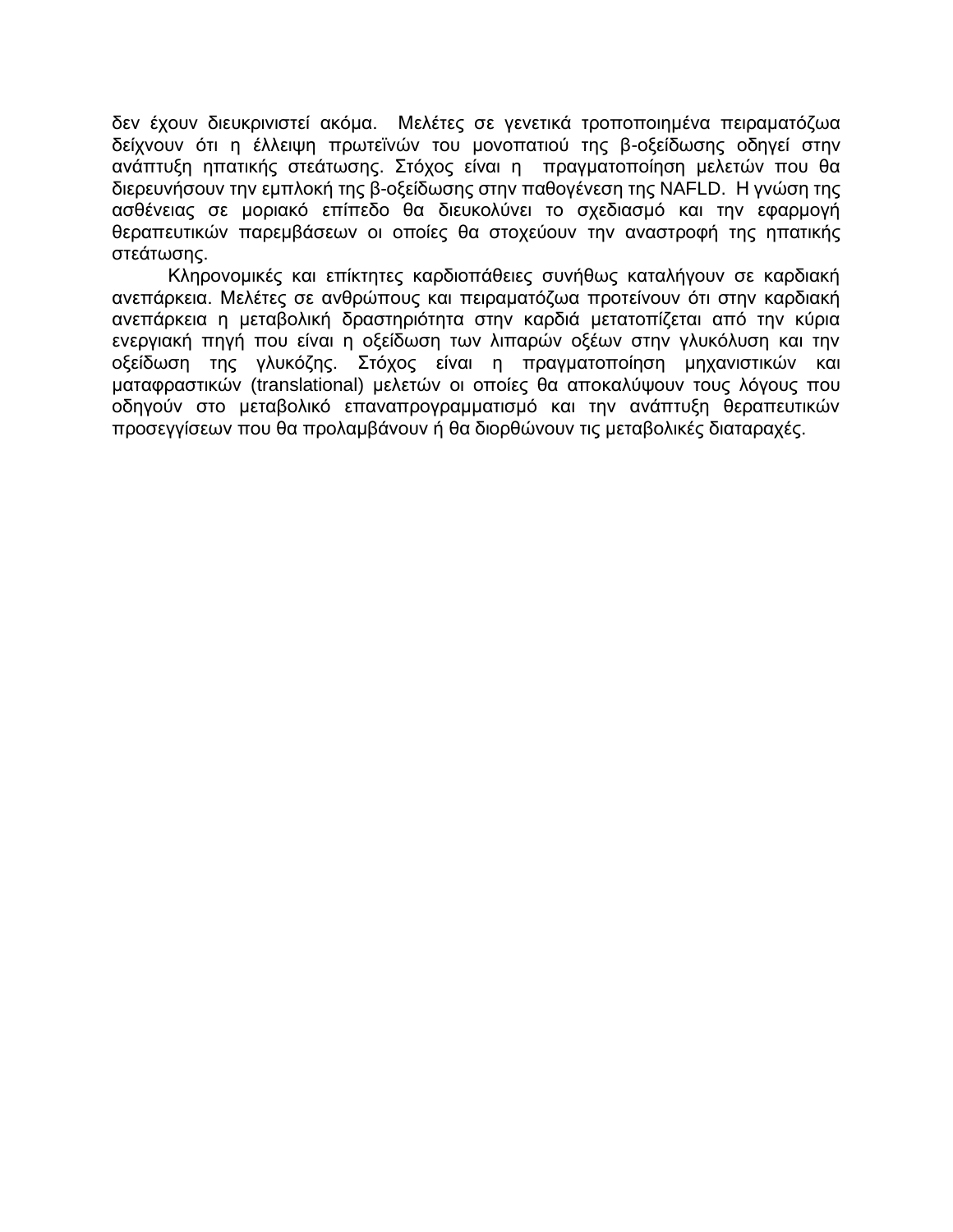δεν έχουν διευκρινιστεί ακόμα. Μελέτες σε γενετικά τροποποιημένα πειραματόζωα δείχνουν ότι η έλλειψη πρωτεϊνών του μονοπατιού της β-οξείδωσης οδηγεί στην ανάπτυξη ηπατικής στεάτωσης. Στόχος είναι η πραγματοποίηση μελετών που θα διερευνήσουν την εμπλοκή της β-οξείδωσης στην παθογένεση της NAFLD. Η γνώση της ασθένειας σε μοριακό επίπεδο θα διευκολύνει το σχεδιασμό και την εφαρμογή θεραπευτικών παρεμβάσεων οι οποίες θα στοχεύουν την αναστροφή της ηπατικής στεάτωσης.

Κληρονομικές και επίκτητες καρδιοπάθειες συνήθως καταλήγουν σε καρδιακή ανεπάρκεια. Μελέτες σε ανθρώπους και πειραματόζωα προτείνουν ότι στην καρδιακή ανεπάρκεια η μεταβολική δραστηριότητα στην καρδιά μετατοπίζεται από την κύρια ενεργιακή πηγή που είναι η οξείδωση των λιπαρών οξέων στην γλυκόλυση και την οξείδωση της γλυκόζης. Στόχος είναι η πραγματοποίηση μηχανιστικών και ματαφραστικών (translational) μελετών οι οποίες θα αποκαλύψουν τους λόγους που οδηγούν στο μεταβολικό επαναπρογραμματισμό και την ανάπτυξη θεραπευτικών προσεγγίσεων που θα προλαμβάνουν ή θα διορθώνουν τις μεταβολικές διαταραχές.